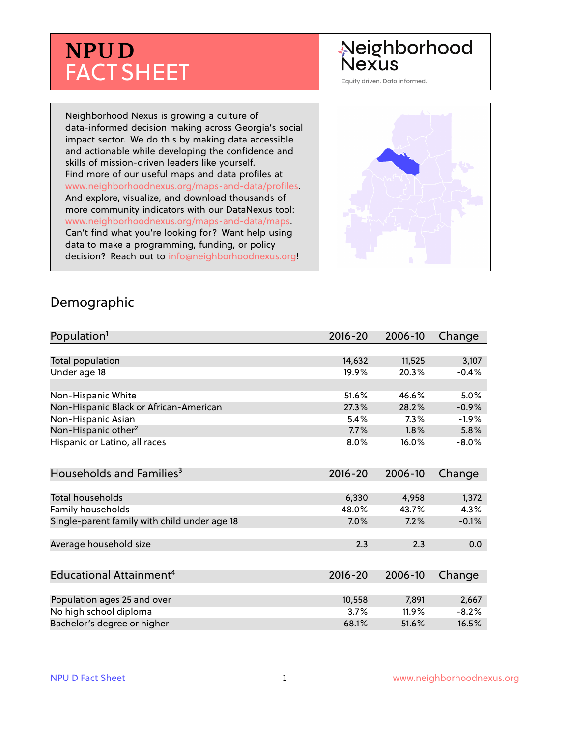# NPU D FACT SHEET

Neighborhood Nexus

Equity driven. Data informed.

Neighborhood Nexus is growing a culture of data-informed decision making across Georgia's social impact sector. We do this by making data accessible and actionable while developing the confidence and skills of mission-driven leaders like yourself. Find more of our useful maps and data profiles at www.neighborhoodnexus.org/maps-and-data/profiles. And explore, visualize, and download thousands of more community indicators with our DataNexus tool: www.neighborhoodnexus.org/maps-and-data/maps. Can't find what you're looking for? Want help using data to make a programming, funding, or policy decision? Reach out to info@neighborhoodnexus.org!

## Demographic

| Population[1] | 2016-20 | 2006-10 | Change |
|---|---|---|---|
| Total population | 14,632 | 11,525 | 3,107 |
| Under age 18 | 19.9% | 20.3% | -0.4% |
| | | | |
| Non-Hispanic White | 51.6% | 46.6% | 5.0% |
| Non-Hispanic Black or African-American | 27.3% | 28.2% | -0.9% |
| Non-Hispanic Asian | 5.4% | 7.3% | -1.9% |
| Non-Hispanic other[2] | 7.7% | 1.8% | 5.8% |
| Hispanic or Latino, all races | 8.0% | 16.0% | -8.0% |

| Households and Families[3] | 2016-20 | 2006-10 | Change |
|---|---|---|---|
| Total households | 6,330 | 4,958 | 1,372 |
| Family households | 48.0% | 43.7% | 4.3% |
| Single-parent family with child under age 18 | 7.0% | 7.2% | -0.1% |
| | | | |
| Average household size | 2.3 | 2.3 | 0.0 |

| Educational Attainment[4] | 2016-20 | 2006-10 | Change |
|---|---|---|---|
| Population ages 25 and over | 10,558 | 7,891 | 2,667 |
| No high school diploma | 3.7% | 11.9% | -8.2% |
| Bachelor's degree or higher | 68.1% | 51.6% | 16.5% |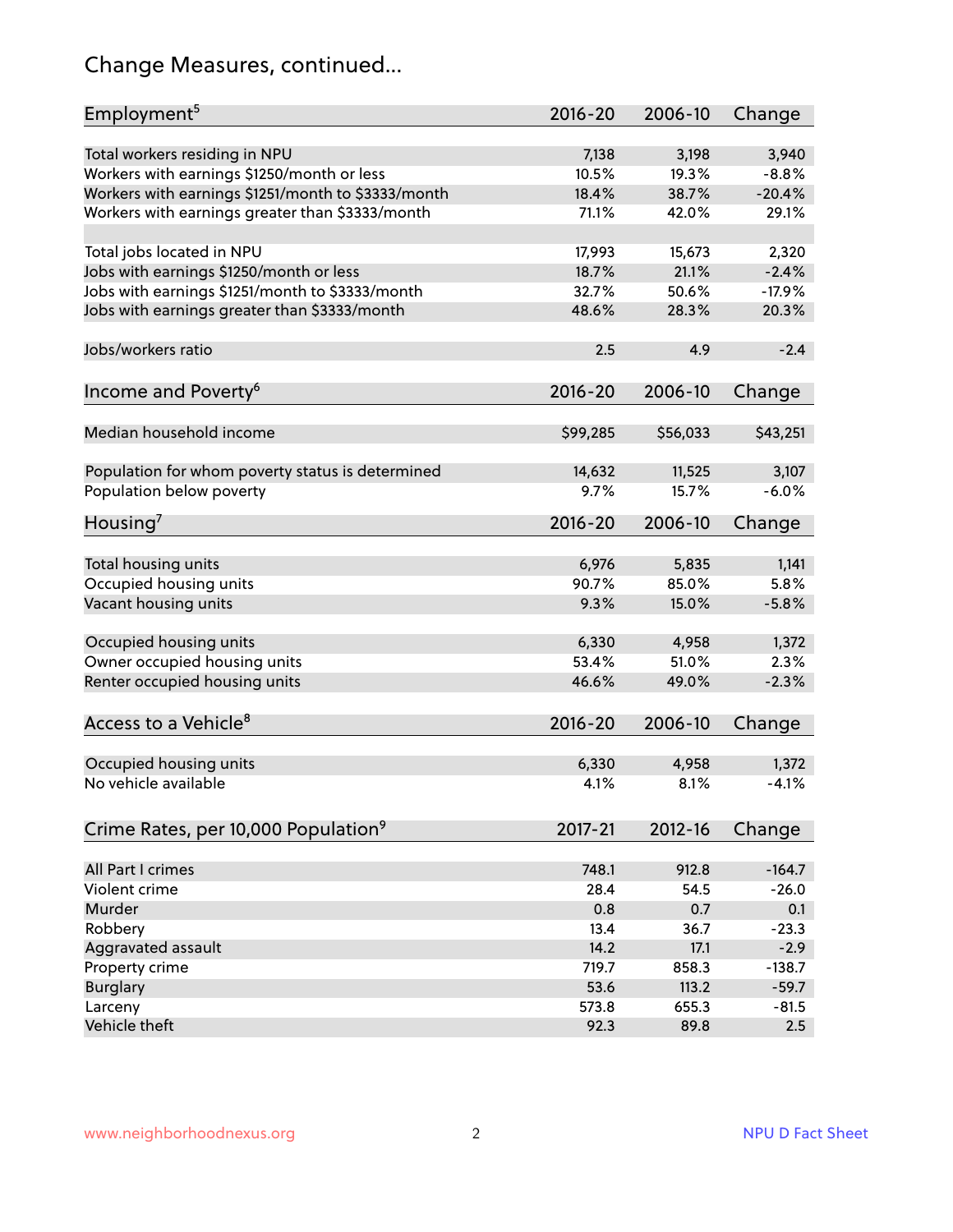## Change Measures, continued...

| Employment[5] | 2016-20 | 2006-10 | Change |
|---|---|---|---|
| Total workers residing in NPU | 7,138 | 3,198 | 3,940 |
| Workers with earnings $1250/month or less | 10.5% | 19.3% | -8.8% |
| Workers with earnings $1251/month to $3333/month | 18.4% | 38.7% | -20.4% |
| Workers with earnings greater than $3333/month | 71.1% | 42.0% | 29.1% |
| Total jobs located in NPU | 17,993 | 15,673 | 2,320 |
| Jobs with earnings $1250/month or less | 18.7% | 21.1% | -2.4% |
| Jobs with earnings $1251/month to $3333/month | 32.7% | 50.6% | -17.9% |
| Jobs with earnings greater than $3333/month | 48.6% | 28.3% | 20.3% |
| Jobs/workers ratio | 2.5 | 4.9 | -2.4 |

| Income and Poverty[6] | 2016-20 | 2006-10 | Change |
|---|---|---|---|
| Median household income | $99,285 | $56,033 | $43,251 |
| Population for whom poverty status is determined | 14,632 | 11,525 | 3,107 |
| Population below poverty | 9.7% | 15.7% | -6.0% |

| Housing[7] | 2016-20 | 2006-10 | Change |
|---|---|---|---|
| Total housing units | 6,976 | 5,835 | 1,141 |
| Occupied housing units | 90.7% | 85.0% | 5.8% |
| Vacant housing units | 9.3% | 15.0% | -5.8% |
| Occupied housing units | 6,330 | 4,958 | 1,372 |
| Owner occupied housing units | 53.4% | 51.0% | 2.3% |
| Renter occupied housing units | 46.6% | 49.0% | -2.3% |

| Access to a Vehicle[8] | 2016-20 | 2006-10 | Change |
|---|---|---|---|
| Occupied housing units | 6,330 | 4,958 | 1,372 |
| No vehicle available | 4.1% | 8.1% | -4.1% |

| Crime Rates, per 10,000 Population[9] | 2017-21 | 2012-16 | Change |
|---|---|---|---|
| All Part I crimes | 748.1 | 912.8 | -164.7 |
| Violent crime | 28.4 | 54.5 | -26.0 |
| Murder | 0.8 | 0.7 | 0.1 |
| Robbery | 13.4 | 36.7 | -23.3 |
| Aggravated assault | 14.2 | 17.1 | -2.9 |
| Property crime | 719.7 | 858.3 | -138.7 |
| Burglary | 53.6 | 113.2 | -59.7 |
| Larceny | 573.8 | 655.3 | -81.5 |
| Vehicle theft | 92.3 | 89.8 | 2.5 |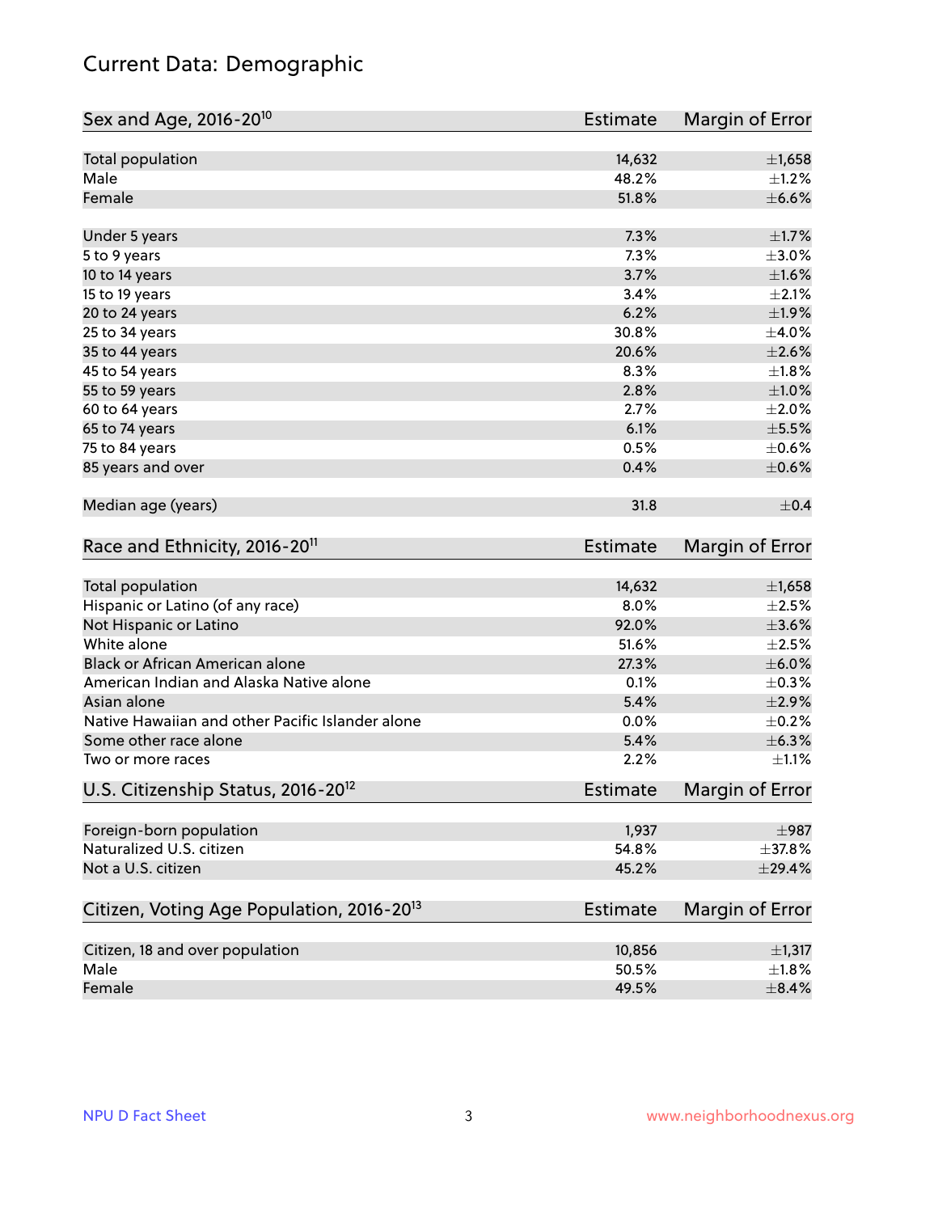# Current Data: Demographic

| Sex and Age, 2016-20[10] | Estimate | Margin of Error |
|---|---|---|
| Total population | 14,632 | ±1,658 |
| Male | 48.2% | ±1.2% |
| Female | 51.8% | ±6.6% |
| Under 5 years | 7.3% | ±1.7% |
| 5 to 9 years | 7.3% | ±3.0% |
| 10 to 14 years | 3.7% | ±1.6% |
| 15 to 19 years | 3.4% | ±2.1% |
| 20 to 24 years | 6.2% | ±1.9% |
| 25 to 34 years | 30.8% | ±4.0% |
| 35 to 44 years | 20.6% | ±2.6% |
| 45 to 54 years | 8.3% | ±1.8% |
| 55 to 59 years | 2.8% | ±1.0% |
| 60 to 64 years | 2.7% | ±2.0% |
| 65 to 74 years | 6.1% | ±5.5% |
| 75 to 84 years | 0.5% | ±0.6% |
| 85 years and over | 0.4% | ±0.6% |
| Median age (years) | 31.8 | ±0.4 |

| Race and Ethnicity, 2016-20[11] | Estimate | Margin of Error |
|---|---|---|
| Total population | 14,632 | ±1,658 |
| Hispanic or Latino (of any race) | 8.0% | ±2.5% |
| Not Hispanic or Latino | 92.0% | ±3.6% |
| White alone | 51.6% | ±2.5% |
| Black or African American alone | 27.3% | ±6.0% |
| American Indian and Alaska Native alone | 0.1% | ±0.3% |
| Asian alone | 5.4% | ±2.9% |
| Native Hawaiian and other Pacific Islander alone | 0.0% | ±0.2% |
| Some other race alone | 5.4% | ±6.3% |
| Two or more races | 2.2% | ±1.1% |

| U.S. Citizenship Status, 2016-20[12] | Estimate | Margin of Error |
|---|---|---|
| Foreign-born population | 1,937 | ±987 |
| Naturalized U.S. citizen | 54.8% | ±37.8% |
| Not a U.S. citizen | 45.2% | ±29.4% |

| Citizen, Voting Age Population, 2016-20[13] | Estimate | Margin of Error |
|---|---|---|
| Citizen, 18 and over population | 10,856 | ±1,317 |
| Male | 50.5% | ±1.8% |
| Female | 49.5% | ±8.4% |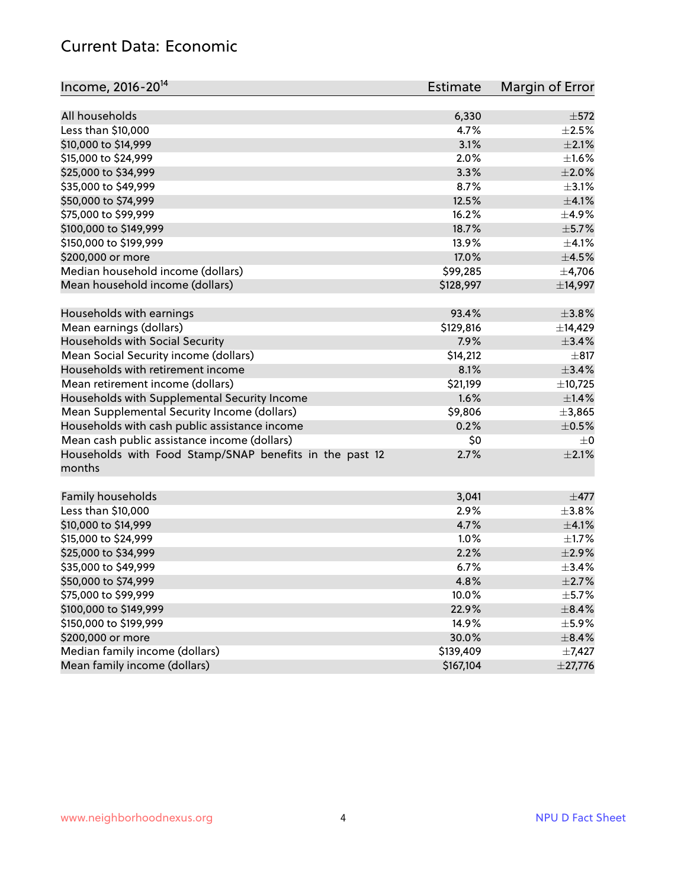## Current Data: Economic

| Income, 2016-20[14] | Estimate | Margin of Error |
|---|---|---|
| All households | 6,330 | ±572 |
| Less than $10,000 | 4.7% | ±2.5% |
| $10,000 to $14,999 | 3.1% | ±2.1% |
| $15,000 to $24,999 | 2.0% | ±1.6% |
| $25,000 to $34,999 | 3.3% | ±2.0% |
| $35,000 to $49,999 | 8.7% | ±3.1% |
| $50,000 to $74,999 | 12.5% | ±4.1% |
| $75,000 to $99,999 | 16.2% | ±4.9% |
| $100,000 to $149,999 | 18.7% | ±5.7% |
| $150,000 to $199,999 | 13.9% | ±4.1% |
| $200,000 or more | 17.0% | ±4.5% |
| Median household income (dollars) | $99,285 | ±4,706 |
| Mean household income (dollars) | $128,997 | ±14,997 |
| | | |
| Households with earnings | 93.4% | ±3.8% |
| Mean earnings (dollars) | $129,816 | ±14,429 |
| Households with Social Security | 7.9% | ±3.4% |
| Mean Social Security income (dollars) | $14,212 | ±817 |
| Households with retirement income | 8.1% | ±3.4% |
| Mean retirement income (dollars) | $21,199 | ±10,725 |
| Households with Supplemental Security Income | 1.6% | ±1.4% |
| Mean Supplemental Security Income (dollars) | $9,806 | ±3,865 |
| Households with cash public assistance income | 0.2% | ±0.5% |
| Mean cash public assistance income (dollars) | $0 | ±0 |
| Households with Food Stamp/SNAP benefits in the past 12 months | 2.7% | ±2.1% |
| | | |
| Family households | 3,041 | ±477 |
| Less than $10,000 | 2.9% | ±3.8% |
| $10,000 to $14,999 | 4.7% | ±4.1% |
| $15,000 to $24,999 | 1.0% | ±1.7% |
| $25,000 to $34,999 | 2.2% | ±2.9% |
| $35,000 to $49,999 | 6.7% | ±3.4% |
| $50,000 to $74,999 | 4.8% | ±2.7% |
| $75,000 to $99,999 | 10.0% | ±5.7% |
| $100,000 to $149,999 | 22.9% | ±8.4% |
| $150,000 to $199,999 | 14.9% | ±5.9% |
| $200,000 or more | 30.0% | ±8.4% |
| Median family income (dollars) | $139,409 | ±7,427 |
| Mean family income (dollars) | $167,104 | ±27,776 |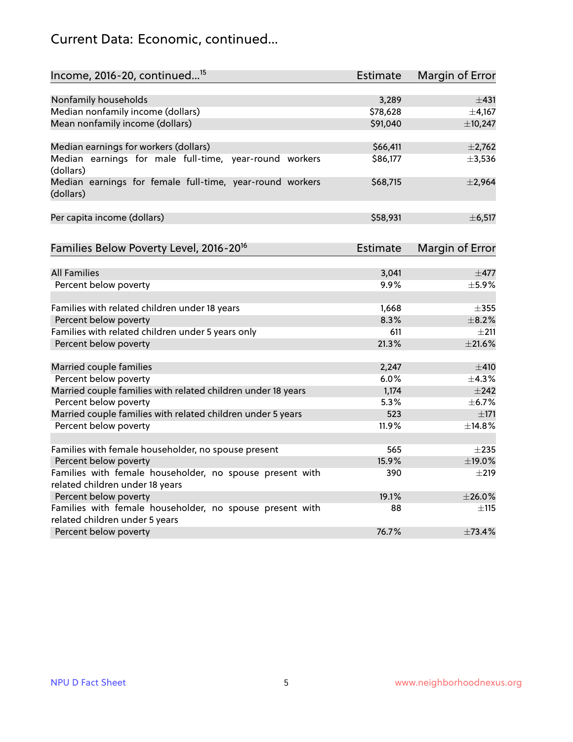## Current Data: Economic, continued...

| Income, 2016-20, continued...[15] | Estimate | Margin of Error |
|---|---|---|
| Nonfamily households | 3,289 | ±431 |
| Median nonfamily income (dollars) | $78,628 | ±4,167 |
| Mean nonfamily income (dollars) | $91,040 | ±10,247 |
| | | |
| Median earnings for workers (dollars) | $66,411 | ±2,762 |
| Median earnings for male full-time, year-round workers (dollars) | $86,177 | ±3,536 |
| Median earnings for female full-time, year-round workers (dollars) | $68,715 | ±2,964 |
| | | |
| Per capita income (dollars) | $58,931 | ±6,517 |

| Families Below Poverty Level, 2016-20[16] | Estimate | Margin of Error |
|---|---|---|
| All Families | 3,041 | ±477 |
| Percent below poverty | 9.9% | ±5.9% |
| | | |
| Families with related children under 18 years | 1,668 | ±355 |
| Percent below poverty | 8.3% | ±8.2% |
| Families with related children under 5 years only | 611 | ±211 |
| Percent below poverty | 21.3% | ±21.6% |
| | | |
| Married couple families | 2,247 | ±410 |
| Percent below poverty | 6.0% | ±4.3% |
| Married couple families with related children under 18 years | 1,174 | ±242 |
| Percent below poverty | 5.3% | ±6.7% |
| Married couple families with related children under 5 years | 523 | ±171 |
| Percent below poverty | 11.9% | ±14.8% |
| | | |
| Families with female householder, no spouse present | 565 | ±235 |
| Percent below poverty | 15.9% | ±19.0% |
| Families with female householder, no spouse present with related children under 18 years | 390 | ±219 |
| Percent below poverty | 19.1% | ±26.0% |
| Families with female householder, no spouse present with related children under 5 years | 88 | ±115 |
| Percent below poverty | 76.7% | ±73.4% |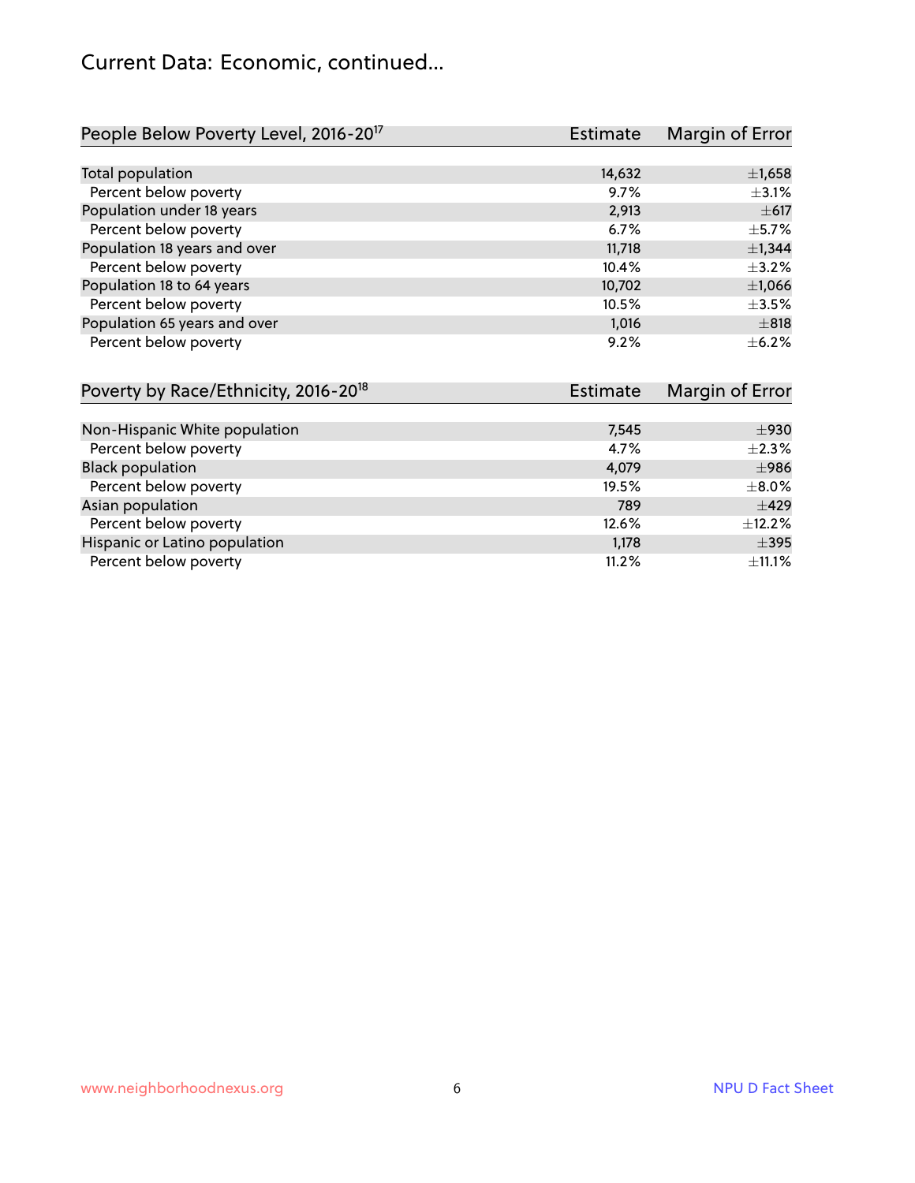## Current Data: Economic, continued...

| People Below Poverty Level, 2016-20[17] | Estimate | Margin of Error |
|---|---|---|
| Total population | 14,632 | ±1,658 |
| Percent below poverty | 9.7% | ±3.1% |
| Population under 18 years | 2,913 | ±617 |
| Percent below poverty | 6.7% | ±5.7% |
| Population 18 years and over | 11,718 | ±1,344 |
| Percent below poverty | 10.4% | ±3.2% |
| Population 18 to 64 years | 10,702 | ±1,066 |
| Percent below poverty | 10.5% | ±3.5% |
| Population 65 years and over | 1,016 | ±818 |
| Percent below poverty | 9.2% | ±6.2% |

| Poverty by Race/Ethnicity, 2016-20[18] | Estimate | Margin of Error |
|---|---|---|
| Non-Hispanic White population | 7,545 | ±930 |
| Percent below poverty | 4.7% | ±2.3% |
| Black population | 4,079 | ±986 |
| Percent below poverty | 19.5% | ±8.0% |
| Asian population | 789 | ±429 |
| Percent below poverty | 12.6% | ±12.2% |
| Hispanic or Latino population | 1,178 | ±395 |
| Percent below poverty | 11.2% | ±11.1% |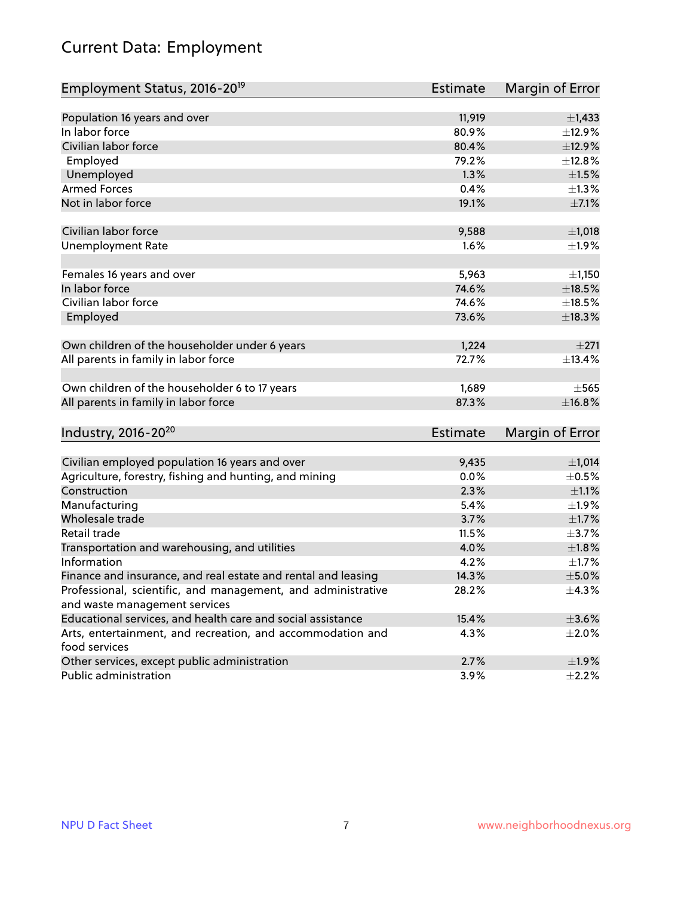# Current Data: Employment

| Employment Status, 2016-20[19] | Estimate | Margin of Error |
|---|---|---|
| Population 16 years and over | 11,919 | ±1,433 |
| In labor force | 80.9% | ±12.9% |
| Civilian labor force | 80.4% | ±12.9% |
| Employed | 79.2% | ±12.8% |
| Unemployed | 1.3% | ±1.5% |
| Armed Forces | 0.4% | ±1.3% |
| Not in labor force | 19.1% | ±7.1% |
| | | |
| Civilian labor force | 9,588 | ±1,018 |
| Unemployment Rate | 1.6% | ±1.9% |
| | | |
| Females 16 years and over | 5,963 | ±1,150 |
| In labor force | 74.6% | ±18.5% |
| Civilian labor force | 74.6% | ±18.5% |
| Employed | 73.6% | ±18.3% |
| | | |
| Own children of the householder under 6 years | 1,224 | ±271 |
| All parents in family in labor force | 72.7% | ±13.4% |
| | | |
| Own children of the householder 6 to 17 years | 1,689 | ±565 |
| All parents in family in labor force | 87.3% | ±16.8% |

| Industry, 2016-20[20] | Estimate | Margin of Error |
|---|---|---|
| Civilian employed population 16 years and over | 9,435 | ±1,014 |
| Agriculture, forestry, fishing and hunting, and mining | 0.0% | ±0.5% |
| Construction | 2.3% | ±1.1% |
| Manufacturing | 5.4% | ±1.9% |
| Wholesale trade | 3.7% | ±1.7% |
| Retail trade | 11.5% | ±3.7% |
| Transportation and warehousing, and utilities | 4.0% | ±1.8% |
| Information | 4.2% | ±1.7% |
| Finance and insurance, and real estate and rental and leasing | 14.3% | ±5.0% |
| Professional, scientific, and management, and administrative and waste management services | 28.2% | ±4.3% |
| Educational services, and health care and social assistance | 15.4% | ±3.6% |
| Arts, entertainment, and recreation, and accommodation and food services | 4.3% | ±2.0% |
| Other services, except public administration | 2.7% | ±1.9% |
| Public administration | 3.9% | ±2.2% |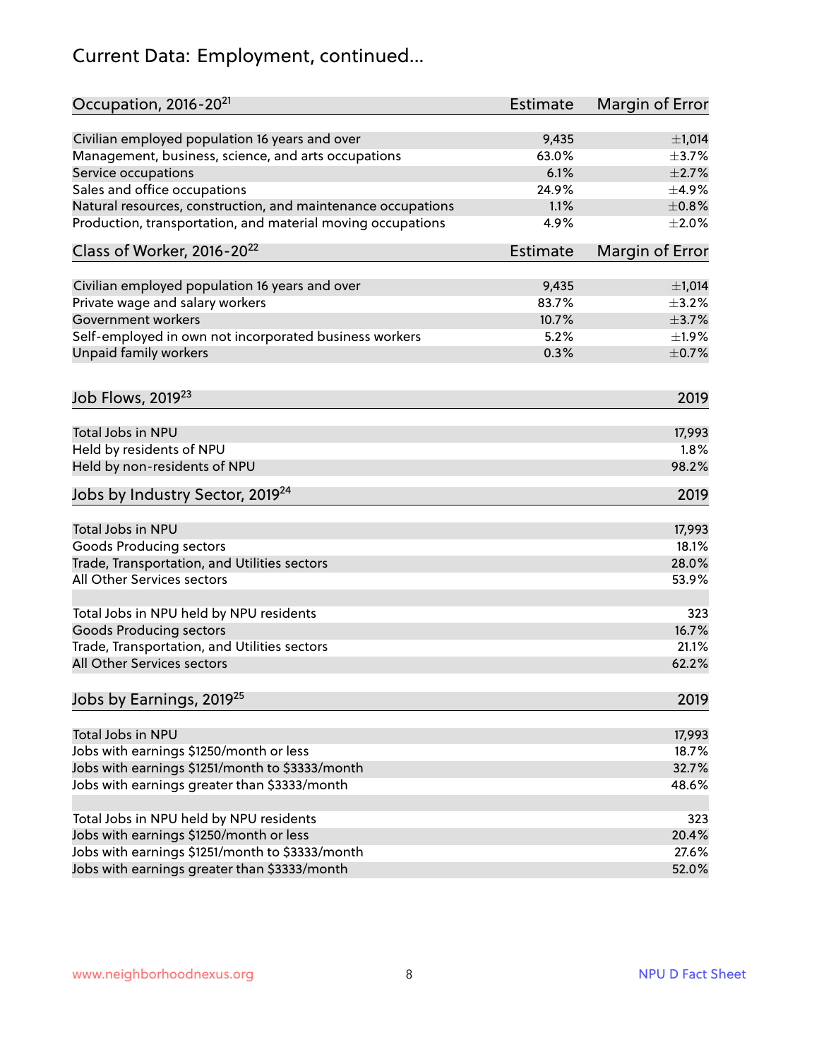# Current Data: Employment, continued...

| Occupation, 2016-20[21] | Estimate | Margin of Error |
|---|---|---|
| Civilian employed population 16 years and over | 9,435 | ±1,014 |
| Management, business, science, and arts occupations | 63.0% | ±3.7% |
| Service occupations | 6.1% | ±2.7% |
| Sales and office occupations | 24.9% | ±4.9% |
| Natural resources, construction, and maintenance occupations | 1.1% | ±0.8% |
| Production, transportation, and material moving occupations | 4.9% | ±2.0% |

| Class of Worker, 2016-20[22] | Estimate | Margin of Error |
|---|---|---|
| Civilian employed population 16 years and over | 9,435 | ±1,014 |
| Private wage and salary workers | 83.7% | ±3.2% |
| Government workers | 10.7% | ±3.7% |
| Self-employed in own not incorporated business workers | 5.2% | ±1.9% |
| Unpaid family workers | 0.3% | ±0.7% |

| Job Flows, 2019[23] | 2019 |
|---|---|
| Total Jobs in NPU | 17,993 |
| Held by residents of NPU | 1.8% |
| Held by non-residents of NPU | 98.2% |

| Jobs by Industry Sector, 2019[24] | 2019 |
|---|---|
| Total Jobs in NPU | 17,993 |
| Goods Producing sectors | 18.1% |
| Trade, Transportation, and Utilities sectors | 28.0% |
| All Other Services sectors | 53.9% |
| | |
| Total Jobs in NPU held by NPU residents | 323 |
| Goods Producing sectors | 16.7% |
| Trade, Transportation, and Utilities sectors | 21.1% |
| All Other Services sectors | 62.2% |

| Jobs by Earnings, 2019[25] | 2019 |
|---|---|
| Total Jobs in NPU | 17,993 |
| Jobs with earnings $1250/month or less | 18.7% |
| Jobs with earnings $1251/month to $3333/month | 32.7% |
| Jobs with earnings greater than $3333/month | 48.6% |
| | |
| Total Jobs in NPU held by NPU residents | 323 |
| Jobs with earnings $1250/month or less | 20.4% |
| Jobs with earnings $1251/month to $3333/month | 27.6% |
| Jobs with earnings greater than $3333/month | 52.0% |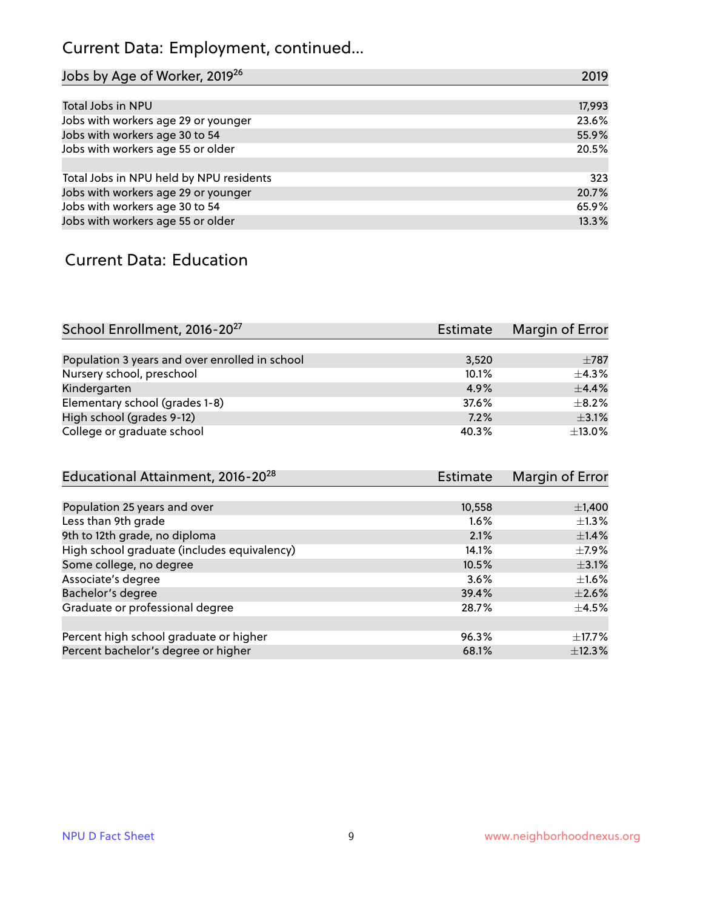## Current Data: Employment, continued...

| Jobs by Age of Worker, 2019[26] | 2019 |
|---|---|
| Total Jobs in NPU | 17,993 |
| Jobs with workers age 29 or younger | 23.6% |
| Jobs with workers age 30 to 54 | 55.9% |
| Jobs with workers age 55 or older | 20.5% |
| | |
| Total Jobs in NPU held by NPU residents | 323 |
| Jobs with workers age 29 or younger | 20.7% |
| Jobs with workers age 30 to 54 | 65.9% |
| Jobs with workers age 55 or older | 13.3% |

## Current Data: Education

| School Enrollment, 2016-20[27] | Estimate | Margin of Error |
|---|---|---|
| Population 3 years and over enrolled in school | 3,520 | ±787 |
| Nursery school, preschool | 10.1% | ±4.3% |
| Kindergarten | 4.9% | ±4.4% |
| Elementary school (grades 1-8) | 37.6% | ±8.2% |
| High school (grades 9-12) | 7.2% | ±3.1% |
| College or graduate school | 40.3% | ±13.0% |

| Educational Attainment, 2016-20[28] | Estimate | Margin of Error |
|---|---|---|
| Population 25 years and over | 10,558 | ±1,400 |
| Less than 9th grade | 1.6% | ±1.3% |
| 9th to 12th grade, no diploma | 2.1% | ±1.4% |
| High school graduate (includes equivalency) | 14.1% | ±7.9% |
| Some college, no degree | 10.5% | ±3.1% |
| Associate's degree | 3.6% | ±1.6% |
| Bachelor's degree | 39.4% | ±2.6% |
| Graduate or professional degree | 28.7% | ±4.5% |
| | | |
| Percent high school graduate or higher | 96.3% | ±17.7% |
| Percent bachelor's degree or higher | 68.1% | ±12.3% |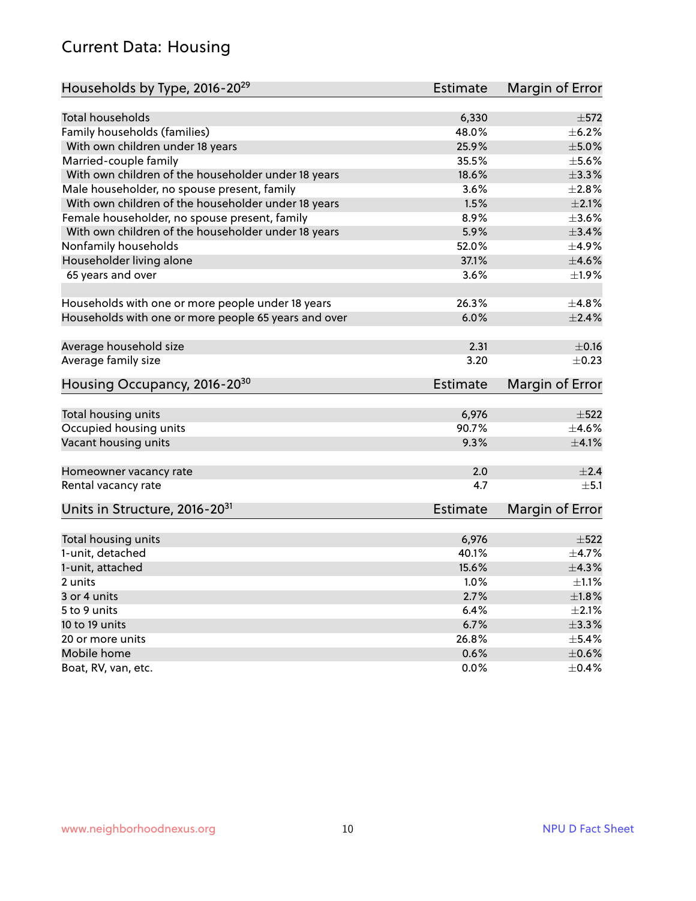## Current Data: Housing

| Households by Type, 2016-20[29] | Estimate | Margin of Error |
|---|---|---|
| Total households | 6,330 | ±572 |
| Family households (families) | 48.0% | ±6.2% |
| With own children under 18 years | 25.9% | ±5.0% |
| Married-couple family | 35.5% | ±5.6% |
| With own children of the householder under 18 years | 18.6% | ±3.3% |
| Male householder, no spouse present, family | 3.6% | ±2.8% |
| With own children of the householder under 18 years | 1.5% | ±2.1% |
| Female householder, no spouse present, family | 8.9% | ±3.6% |
| With own children of the householder under 18 years | 5.9% | ±3.4% |
| Nonfamily households | 52.0% | ±4.9% |
| Householder living alone | 37.1% | ±4.6% |
| 65 years and over | 3.6% | ±1.9% |
| | | |
| Households with one or more people under 18 years | 26.3% | ±4.8% |
| Households with one or more people 65 years and over | 6.0% | ±2.4% |
| | | |
| Average household size | 2.31 | ±0.16 |
| Average family size | 3.20 | ±0.23 |

| Housing Occupancy, 2016-20[30] | Estimate | Margin of Error |
|---|---|---|
| Total housing units | 6,976 | ±522 |
| Occupied housing units | 90.7% | ±4.6% |
| Vacant housing units | 9.3% | ±4.1% |
| | | |
| Homeowner vacancy rate | 2.0 | ±2.4 |
| Rental vacancy rate | 4.7 | ±5.1 |

| Units in Structure, 2016-20[31] | Estimate | Margin of Error |
|---|---|---|
| Total housing units | 6,976 | ±522 |
| 1-unit, detached | 40.1% | ±4.7% |
| 1-unit, attached | 15.6% | ±4.3% |
| 2 units | 1.0% | ±1.1% |
| 3 or 4 units | 2.7% | ±1.8% |
| 5 to 9 units | 6.4% | ±2.1% |
| 10 to 19 units | 6.7% | ±3.3% |
| 20 or more units | 26.8% | ±5.4% |
| Mobile home | 0.6% | ±0.6% |
| Boat, RV, van, etc. | 0.0% | ±0.4% |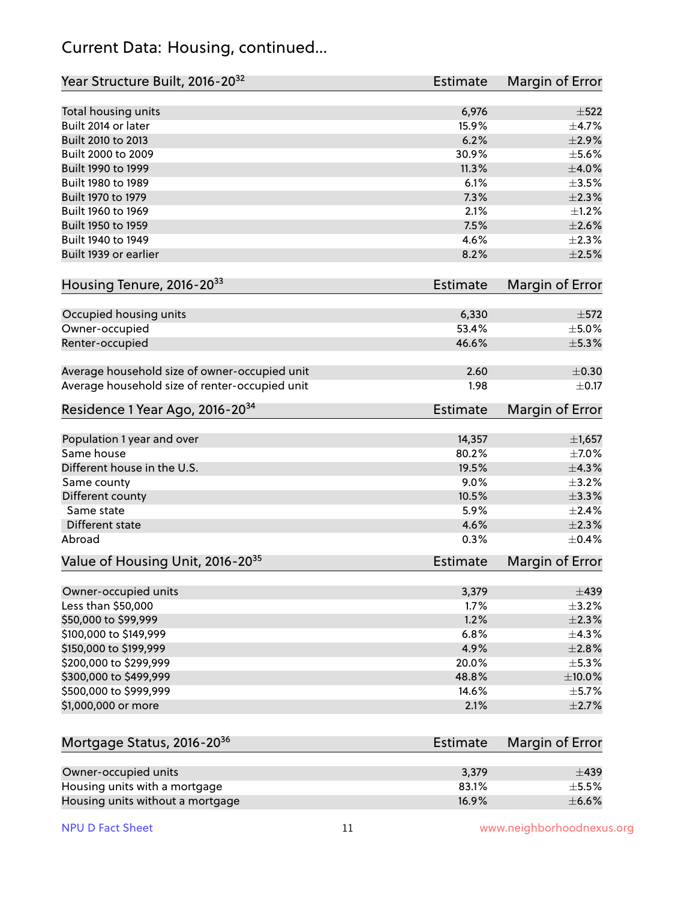## Current Data: Housing, continued...

| Year Structure Built, 2016-20[32] | Estimate | Margin of Error |
|---|---|---|
| Total housing units | 6,976 | ±522 |
| Built 2014 or later | 15.9% | ±4.7% |
| Built 2010 to 2013 | 6.2% | ±2.9% |
| Built 2000 to 2009 | 30.9% | ±5.6% |
| Built 1990 to 1999 | 11.3% | ±4.0% |
| Built 1980 to 1989 | 6.1% | ±3.5% |
| Built 1970 to 1979 | 7.3% | ±2.3% |
| Built 1960 to 1969 | 2.1% | ±1.2% |
| Built 1950 to 1959 | 7.5% | ±2.6% |
| Built 1940 to 1949 | 4.6% | ±2.3% |
| Built 1939 or earlier | 8.2% | ±2.5% |

| Housing Tenure, 2016-20[33] | Estimate | Margin of Error |
|---|---|---|
| Occupied housing units | 6,330 | ±572 |
| Owner-occupied | 53.4% | ±5.0% |
| Renter-occupied | 46.6% | ±5.3% |
| Average household size of owner-occupied unit | 2.60 | ±0.30 |
| Average household size of renter-occupied unit | 1.98 | ±0.17 |

| Residence 1 Year Ago, 2016-20[34] | Estimate | Margin of Error |
|---|---|---|
| Population 1 year and over | 14,357 | ±1,657 |
| Same house | 80.2% | ±7.0% |
| Different house in the U.S. | 19.5% | ±4.3% |
| Same county | 9.0% | ±3.2% |
| Different county | 10.5% | ±3.3% |
| Same state | 5.9% | ±2.4% |
| Different state | 4.6% | ±2.3% |
| Abroad | 0.3% | ±0.4% |

| Value of Housing Unit, 2016-20[35] | Estimate | Margin of Error |
|---|---|---|
| Owner-occupied units | 3,379 | ±439 |
| Less than $50,000 | 1.7% | ±3.2% |
| $50,000 to $99,999 | 1.2% | ±2.3% |
| $100,000 to $149,999 | 6.8% | ±4.3% |
| $150,000 to $199,999 | 4.9% | ±2.8% |
| $200,000 to $299,999 | 20.0% | ±5.3% |
| $300,000 to $499,999 | 48.8% | ±10.0% |
| $500,000 to $999,999 | 14.6% | ±5.7% |
| $1,000,000 or more | 2.1% | ±2.7% |

| Mortgage Status, 2016-20[36] | Estimate | Margin of Error |
|---|---|---|
| Owner-occupied units | 3,379 | ±439 |
| Housing units with a mortgage | 83.1% | ±5.5% |
| Housing units without a mortgage | 16.9% | ±6.6% |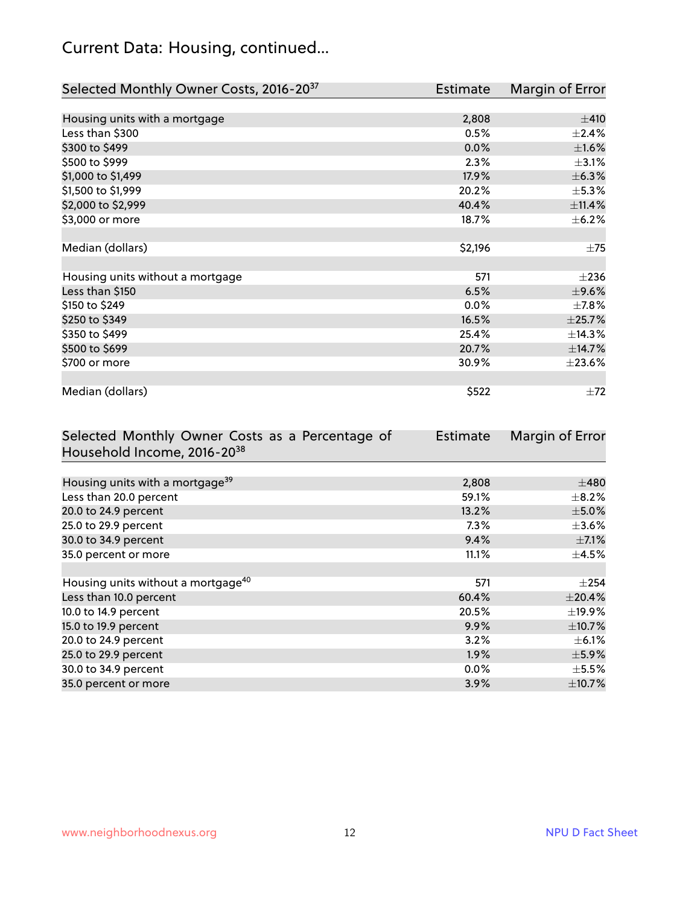## Current Data: Housing, continued...

| Selected Monthly Owner Costs, 2016-20[37] | Estimate | Margin of Error |
|---|---|---|
| Housing units with a mortgage | 2,808 | ±410 |
| Less than $300 | 0.5% | ±2.4% |
| $300 to $499 | 0.0% | ±1.6% |
| $500 to $999 | 2.3% | ±3.1% |
| $1,000 to $1,499 | 17.9% | ±6.3% |
| $1,500 to $1,999 | 20.2% | ±5.3% |
| $2,000 to $2,999 | 40.4% | ±11.4% |
| $3,000 or more | 18.7% | ±6.2% |
| | | |
| Median (dollars) | $2,196 | ±75 |
| | | |
| Housing units without a mortgage | 571 | ±236 |
| Less than $150 | 6.5% | ±9.6% |
| $150 to $249 | 0.0% | ±7.8% |
| $250 to $349 | 16.5% | ±25.7% |
| $350 to $499 | 25.4% | ±14.3% |
| $500 to $699 | 20.7% | ±14.7% |
| $700 or more | 30.9% | ±23.6% |
| | | |
| Median (dollars) | $522 | ±72 |

| Selected Monthly Owner Costs as a Percentage of Household Income, 2016-20[38] | Estimate | Margin of Error |
|---|---|---|
| Housing units with a mortgage[39] | 2,808 | ±480 |
| Less than 20.0 percent | 59.1% | ±8.2% |
| 20.0 to 24.9 percent | 13.2% | ±5.0% |
| 25.0 to 29.9 percent | 7.3% | ±3.6% |
| 30.0 to 34.9 percent | 9.4% | ±7.1% |
| 35.0 percent or more | 11.1% | ±4.5% |
| | | |
| Housing units without a mortgage[40] | 571 | ±254 |
| Less than 10.0 percent | 60.4% | ±20.4% |
| 10.0 to 14.9 percent | 20.5% | ±19.9% |
| 15.0 to 19.9 percent | 9.9% | ±10.7% |
| 20.0 to 24.9 percent | 3.2% | ±6.1% |
| 25.0 to 29.9 percent | 1.9% | ±5.9% |
| 30.0 to 34.9 percent | 0.0% | ±5.5% |
| 35.0 percent or more | 3.9% | ±10.7% |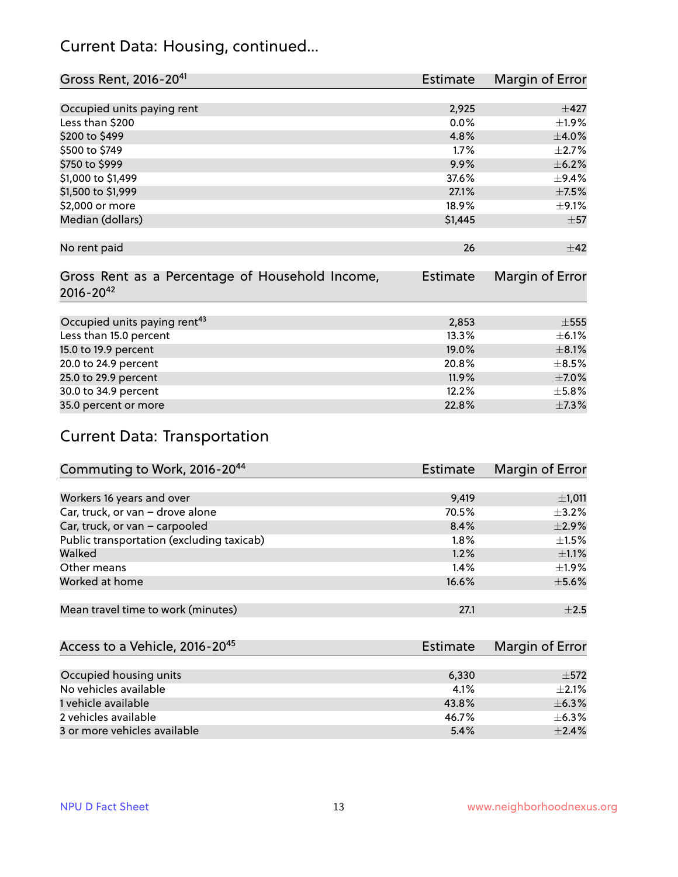## Current Data: Housing, continued...

| Gross Rent, 2016-20[41] | Estimate | Margin of Error |
|---|---|---|
| Occupied units paying rent | 2,925 | ±427 |
| Less than $200 | 0.0% | ±1.9% |
| $200 to $499 | 4.8% | ±4.0% |
| $500 to $749 | 1.7% | ±2.7% |
| $750 to $999 | 9.9% | ±6.2% |
| $1,000 to $1,499 | 37.6% | ±9.4% |
| $1,500 to $1,999 | 27.1% | ±7.5% |
| $2,000 or more | 18.9% | ±9.1% |
| Median (dollars) | $1,445 | ±57 |
| No rent paid | 26 | ±42 |

| Gross Rent as a Percentage of Household Income, 2016-20[42] | Estimate | Margin of Error |
|---|---|---|
| Occupied units paying rent[43] | 2,853 | ±555 |
| Less than 15.0 percent | 13.3% | ±6.1% |
| 15.0 to 19.9 percent | 19.0% | ±8.1% |
| 20.0 to 24.9 percent | 20.8% | ±8.5% |
| 25.0 to 29.9 percent | 11.9% | ±7.0% |
| 30.0 to 34.9 percent | 12.2% | ±5.8% |
| 35.0 percent or more | 22.8% | ±7.3% |

## Current Data: Transportation

| Commuting to Work, 2016-20[44] | Estimate | Margin of Error |
|---|---|---|
| Workers 16 years and over | 9,419 | ±1,011 |
| Car, truck, or van – drove alone | 70.5% | ±3.2% |
| Car, truck, or van – carpooled | 8.4% | ±2.9% |
| Public transportation (excluding taxicab) | 1.8% | ±1.5% |
| Walked | 1.2% | ±1.1% |
| Other means | 1.4% | ±1.9% |
| Worked at home | 16.6% | ±5.6% |
| Mean travel time to work (minutes) | 27.1 | ±2.5 |

| Access to a Vehicle, 2016-20[45] | Estimate | Margin of Error |
|---|---|---|
| Occupied housing units | 6,330 | ±572 |
| No vehicles available | 4.1% | ±2.1% |
| 1 vehicle available | 43.8% | ±6.3% |
| 2 vehicles available | 46.7% | ±6.3% |
| 3 or more vehicles available | 5.4% | ±2.4% |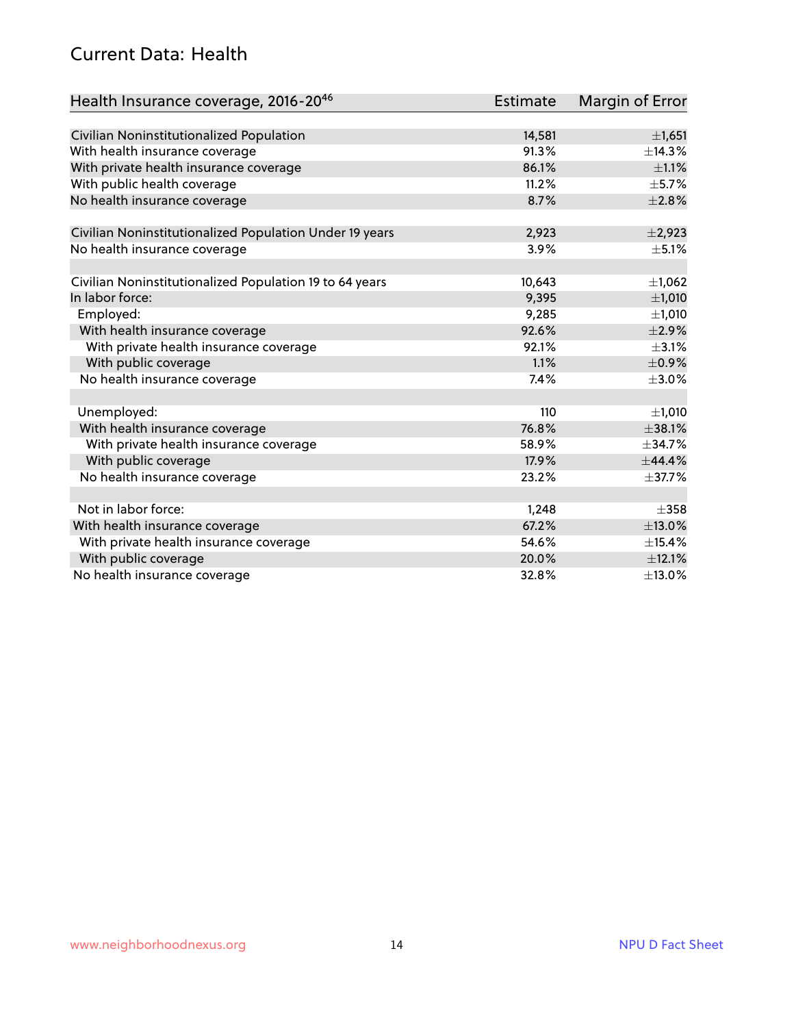## Current Data: Health

| Health Insurance coverage, 2016-20[46] | Estimate | Margin of Error |
|---|---|---|
| Civilian Noninstitutionalized Population | 14,581 | ±1,651 |
| With health insurance coverage | 91.3% | ±14.3% |
| With private health insurance coverage | 86.1% | ±1.1% |
| With public health coverage | 11.2% | ±5.7% |
| No health insurance coverage | 8.7% | ±2.8% |
| | | |
| Civilian Noninstitutionalized Population Under 19 years | 2,923 | ±2,923 |
| No health insurance coverage | 3.9% | ±5.1% |
| | | |
| Civilian Noninstitutionalized Population 19 to 64 years | 10,643 | ±1,062 |
| In labor force: | 9,395 | ±1,010 |
| Employed: | 9,285 | ±1,010 |
| With health insurance coverage | 92.6% | ±2.9% |
| With private health insurance coverage | 92.1% | ±3.1% |
| With public coverage | 1.1% | ±0.9% |
| No health insurance coverage | 7.4% | ±3.0% |
| | | |
| Unemployed: | 110 | ±1,010 |
| With health insurance coverage | 76.8% | ±38.1% |
| With private health insurance coverage | 58.9% | ±34.7% |
| With public coverage | 17.9% | ±44.4% |
| No health insurance coverage | 23.2% | ±37.7% |
| | | |
| Not in labor force: | 1,248 | ±358 |
| With health insurance coverage | 67.2% | ±13.0% |
| With private health insurance coverage | 54.6% | ±15.4% |
| With public coverage | 20.0% | ±12.1% |
| No health insurance coverage | 32.8% | ±13.0% |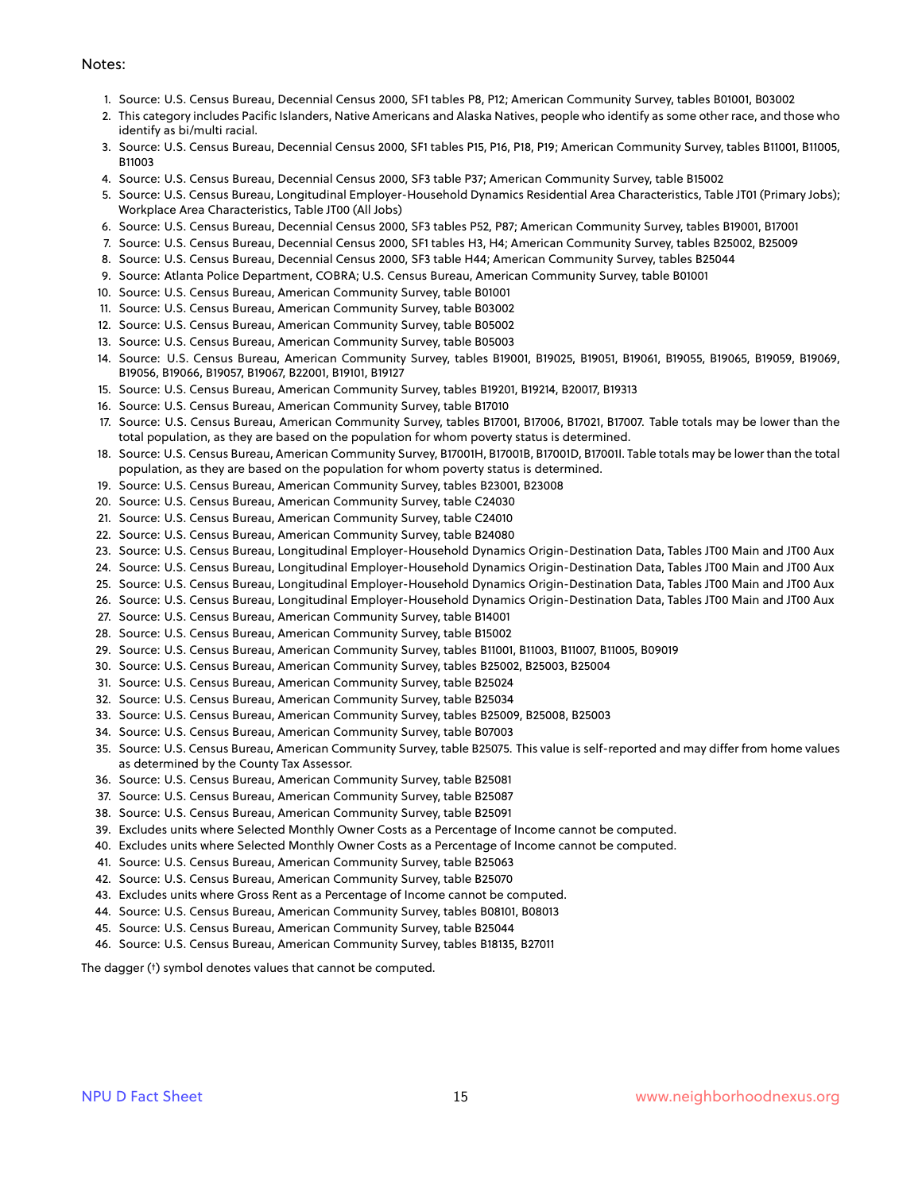Notes:

1. Source: U.S. Census Bureau, Decennial Census 2000, SF1 tables P8, P12; American Community Survey, tables B01001, B03002
2. This category includes Pacific Islanders, Native Americans and Alaska Natives, people who identify as some other race, and those who identify as bi/multi racial.
3. Source: U.S. Census Bureau, Decennial Census 2000, SF1 tables P15, P16, P18, P19; American Community Survey, tables B11001, B11005, B11003
4. Source: U.S. Census Bureau, Decennial Census 2000, SF3 table P37; American Community Survey, table B15002
5. Source: U.S. Census Bureau, Longitudinal Employer-Household Dynamics Residential Area Characteristics, Table JT01 (Primary Jobs); Workplace Area Characteristics, Table JT00 (All Jobs)
6. Source: U.S. Census Bureau, Decennial Census 2000, SF3 tables P52, P87; American Community Survey, tables B19001, B17001
7. Source: U.S. Census Bureau, Decennial Census 2000, SF1 tables H3, H4; American Community Survey, tables B25002, B25009
8. Source: U.S. Census Bureau, Decennial Census 2000, SF3 table H44; American Community Survey, tables B25044
9. Source: Atlanta Police Department, COBRA; U.S. Census Bureau, American Community Survey, table B01001
10. Source: U.S. Census Bureau, American Community Survey, table B01001
11. Source: U.S. Census Bureau, American Community Survey, table B03002
12. Source: U.S. Census Bureau, American Community Survey, table B05002
13. Source: U.S. Census Bureau, American Community Survey, table B05003
14. Source: U.S. Census Bureau, American Community Survey, tables B19001, B19025, B19051, B19061, B19055, B19065, B19059, B19069, B19056, B19066, B19057, B19067, B22001, B19101, B19127
15. Source: U.S. Census Bureau, American Community Survey, tables B19201, B19214, B20017, B19313
16. Source: U.S. Census Bureau, American Community Survey, table B17010
17. Source: U.S. Census Bureau, American Community Survey, tables B17001, B17006, B17021, B17007. Table totals may be lower than the total population, as they are based on the population for whom poverty status is determined.
18. Source: U.S. Census Bureau, American Community Survey, B17001H, B17001B, B17001D, B17001I. Table totals may be lower than the total population, as they are based on the population for whom poverty status is determined.
19. Source: U.S. Census Bureau, American Community Survey, tables B23001, B23008
20. Source: U.S. Census Bureau, American Community Survey, table C24030
21. Source: U.S. Census Bureau, American Community Survey, table C24010
22. Source: U.S. Census Bureau, American Community Survey, table B24080
23. Source: U.S. Census Bureau, Longitudinal Employer-Household Dynamics Origin-Destination Data, Tables JT00 Main and JT00 Aux
24. Source: U.S. Census Bureau, Longitudinal Employer-Household Dynamics Origin-Destination Data, Tables JT00 Main and JT00 Aux
25. Source: U.S. Census Bureau, Longitudinal Employer-Household Dynamics Origin-Destination Data, Tables JT00 Main and JT00 Aux
26. Source: U.S. Census Bureau, Longitudinal Employer-Household Dynamics Origin-Destination Data, Tables JT00 Main and JT00 Aux
27. Source: U.S. Census Bureau, American Community Survey, table B14001
28. Source: U.S. Census Bureau, American Community Survey, table B15002
29. Source: U.S. Census Bureau, American Community Survey, tables B11001, B11003, B11007, B11005, B09019
30. Source: U.S. Census Bureau, American Community Survey, tables B25002, B25003, B25004
31. Source: U.S. Census Bureau, American Community Survey, table B25024
32. Source: U.S. Census Bureau, American Community Survey, table B25034
33. Source: U.S. Census Bureau, American Community Survey, tables B25009, B25008, B25003
34. Source: U.S. Census Bureau, American Community Survey, table B07003
35. Source: U.S. Census Bureau, American Community Survey, table B25075. This value is self-reported and may differ from home values as determined by the County Tax Assessor.
36. Source: U.S. Census Bureau, American Community Survey, table B25081
37. Source: U.S. Census Bureau, American Community Survey, table B25087
38. Source: U.S. Census Bureau, American Community Survey, table B25091
39. Excludes units where Selected Monthly Owner Costs as a Percentage of Income cannot be computed.
40. Excludes units where Selected Monthly Owner Costs as a Percentage of Income cannot be computed.
41. Source: U.S. Census Bureau, American Community Survey, table B25063
42. Source: U.S. Census Bureau, American Community Survey, table B25070
43. Excludes units where Gross Rent as a Percentage of Income cannot be computed.
44. Source: U.S. Census Bureau, American Community Survey, tables B08101, B08013
45. Source: U.S. Census Bureau, American Community Survey, table B25044
46. Source: U.S. Census Bureau, American Community Survey, tables B18135, B27011

The dagger (†) symbol denotes values that cannot be computed.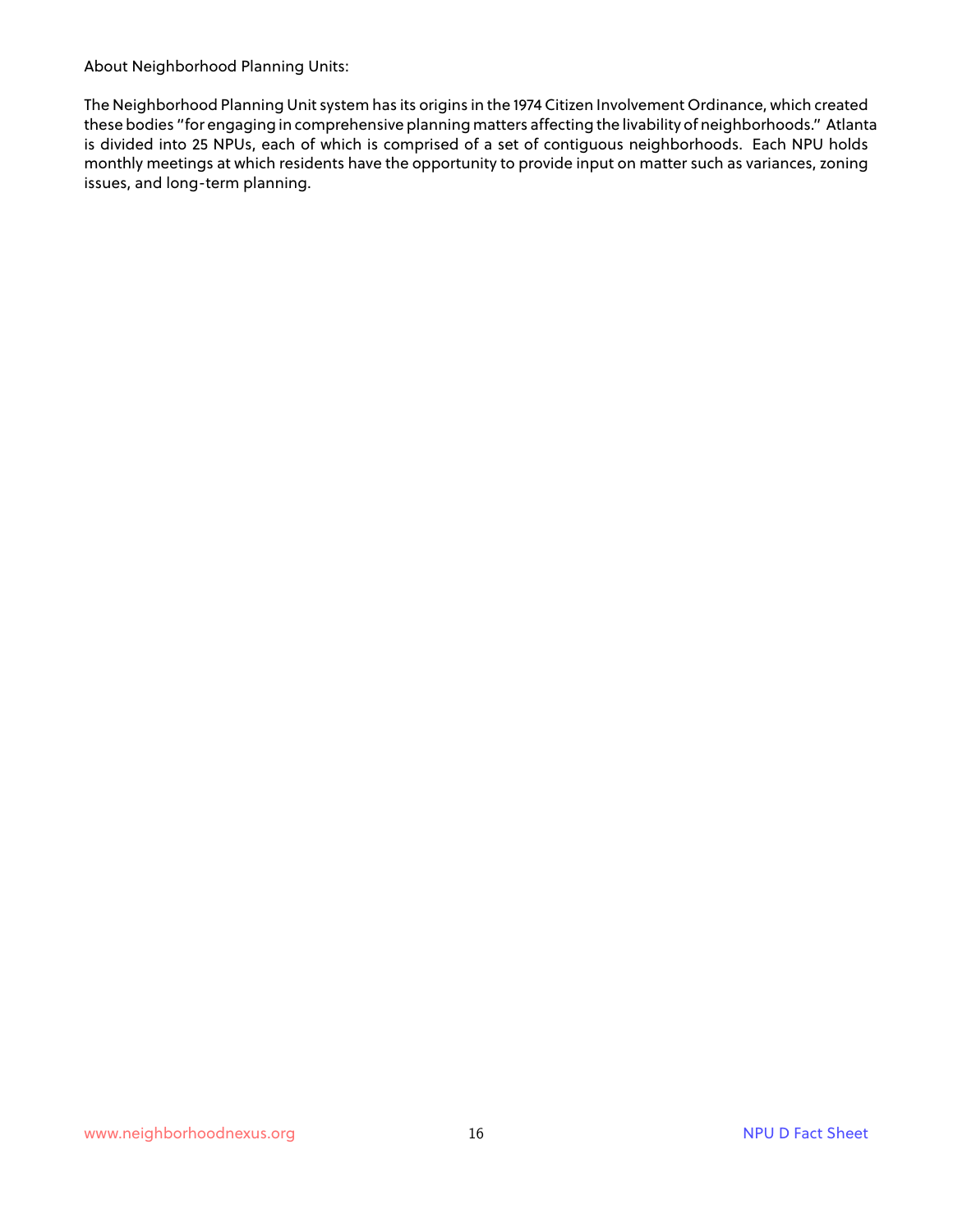About Neighborhood Planning Units:

The Neighborhood Planning Unit system has its origins in the 1974 Citizen Involvement Ordinance, which created these bodies "for engaging in comprehensive planning matters affecting the livability of neighborhoods." Atlanta is divided into 25 NPUs, each of which is comprised of a set of contiguous neighborhoods. Each NPU holds monthly meetings at which residents have the opportunity to provide input on matter such as variances, zoning issues, and long-term planning.